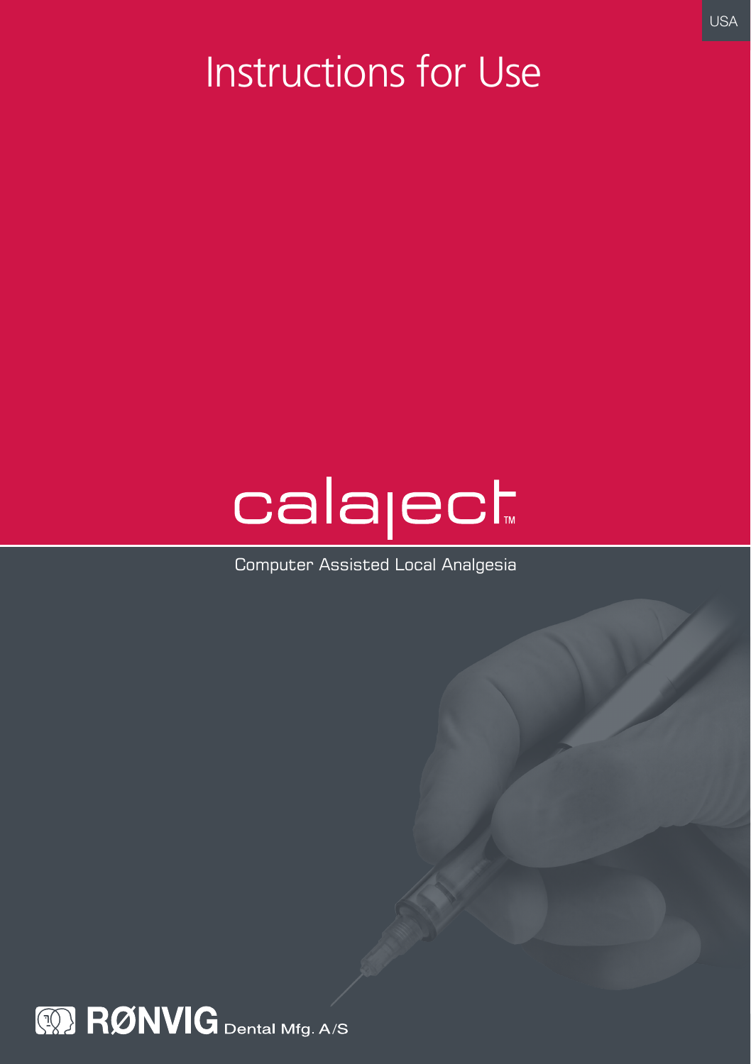USA

# Instructions for Use

calaject™

Computer Assisted Local Analgesia

RØNVIG Dental Mfg. A/S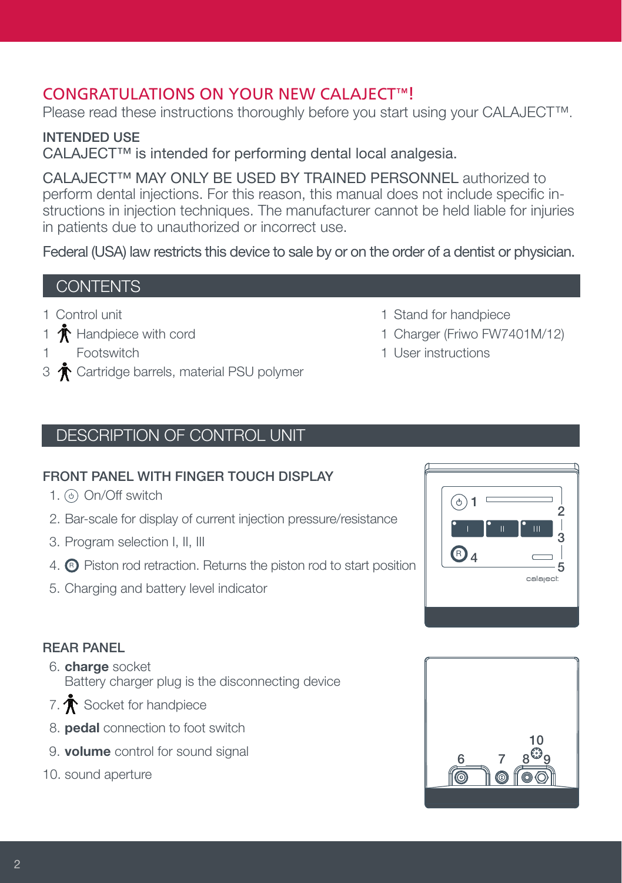## CONGRATULATIONS ON YOUR NEW CALAJECT™!

Please read these instructions thoroughly before you start using your CALAJECT™.

**INTENDED USE**

CALAJECT™ is intended for performing dental local analgesia.

CALAJECT™ MAY ONLY BE USED BY TRAINED PERSONNEL authorized to perform dental injections. For this reason, this manual does not include specific instructions in injection techniques. The manufacturer cannot be held liable for injuries in patients due to unauthorized or incorrect use.

Federal (USA) law restricts this device to sale by or on the order of a dentist or physician.

## CONTENTS

1 Control unit
1 Handpiece with cord
1 Footswitch
3 Cartridge barrels, material PSU polymer
1 Stand for handpiece
1 Charger (Friwo FW7401M/12)
1 User instructions

## DESCRIPTION OF CONTROL UNIT

### FRONT PANEL WITH FINGER TOUCH DISPLAY

1. On/Off switch
2. Bar-scale for display of current injection pressure/resistance
3. Program selection I, II, III
4. Ⓡ Piston rod retraction. Returns the piston rod to start position
5. Charging and battery level indicator

### REAR PANEL

6. **charge** socket
   Battery charger plug is the disconnecting device
7. Socket for handpiece
8. **pedal** connection to foot switch
9. **volume** control for sound signal
10. sound aperture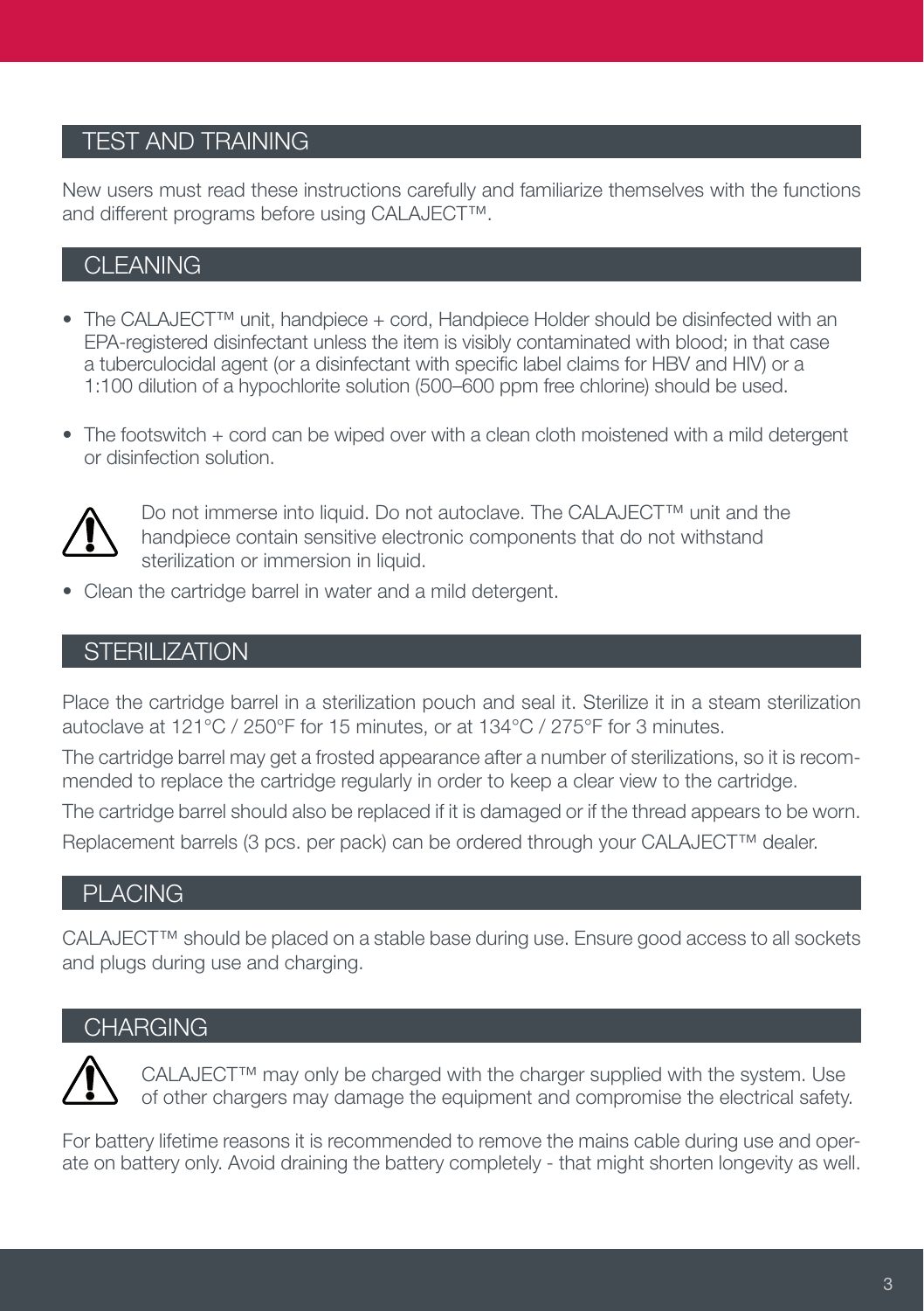## TEST AND TRAINING

New users must read these instructions carefully and familiarize themselves with the functions and different programs before using CALAJECT™.

## CLEANING

- The CALAJECT™ unit, handpiece + cord, Handpiece Holder should be disinfected with an EPA-registered disinfectant unless the item is visibly contaminated with blood; in that case a tuberculocidal agent (or a disinfectant with specific label claims for HBV and HIV) or a 1:100 dilution of a hypochlorite solution (500–600 ppm free chlorine) should be used.
- The footswitch + cord can be wiped over with a clean cloth moistened with a mild detergent or disinfection solution.

⚠ Do not immerse into liquid. Do not autoclave. The CALAJECT™ unit and the handpiece contain sensitive electronic components that do not withstand sterilization or immersion in liquid.

- Clean the cartridge barrel in water and a mild detergent.

## STERILIZATION

Place the cartridge barrel in a sterilization pouch and seal it. Sterilize it in a steam sterilization autoclave at 121°C / 250°F for 15 minutes, or at 134°C / 275°F for 3 minutes.

The cartridge barrel may get a frosted appearance after a number of sterilizations, so it is recommended to replace the cartridge regularly in order to keep a clear view to the cartridge.

The cartridge barrel should also be replaced if it is damaged or if the thread appears to be worn.

Replacement barrels (3 pcs. per pack) can be ordered through your CALAJECT™ dealer.

## PLACING

CALAJECT™ should be placed on a stable base during use. Ensure good access to all sockets and plugs during use and charging.

## CHARGING

⚠ CALAJECT™ may only be charged with the charger supplied with the system. Use of other chargers may damage the equipment and compromise the electrical safety.

For battery lifetime reasons it is recommended to remove the mains cable during use and operate on battery only. Avoid draining the battery completely - that might shorten longevity as well.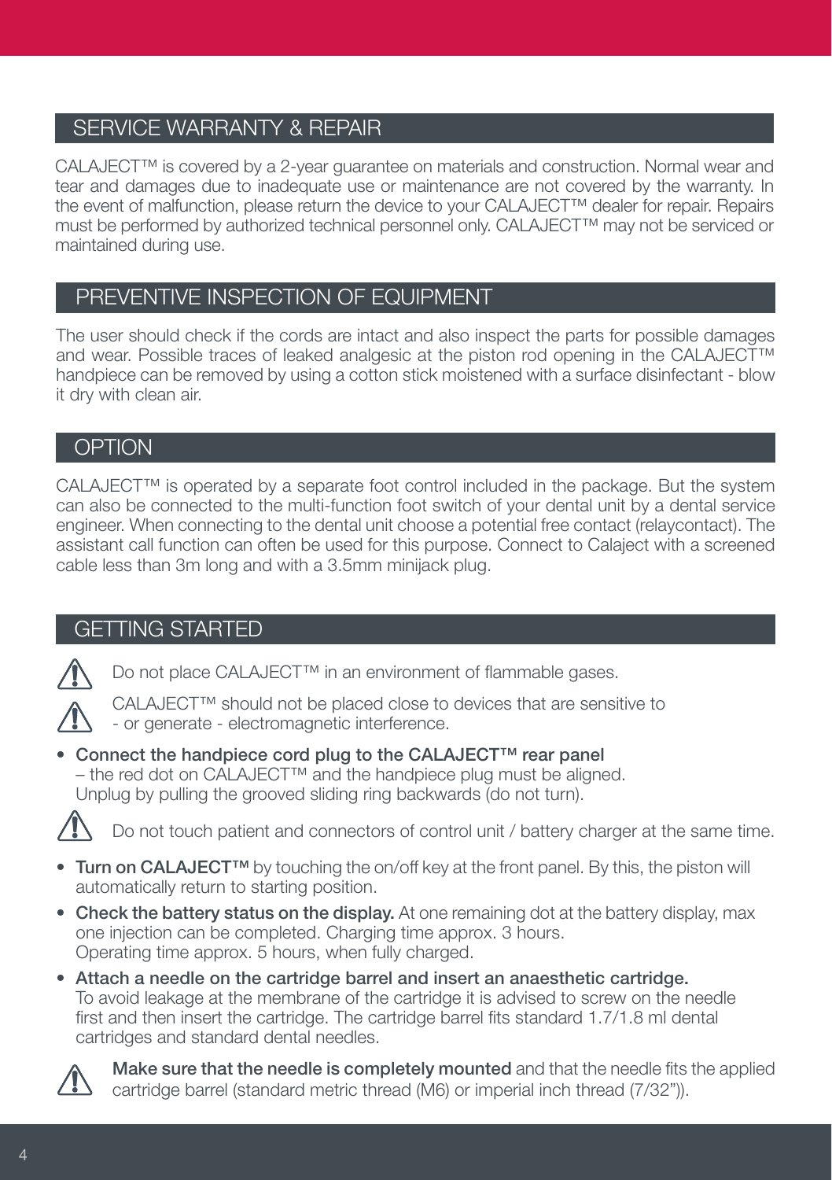## SERVICE WARRANTY & REPAIR

CALAJECT™ is covered by a 2-year guarantee on materials and construction. Normal wear and tear and damages due to inadequate use or maintenance are not covered by the warranty. In the event of malfunction, please return the device to your CALAJECT™ dealer for repair. Repairs must be performed by authorized technical personnel only. CALAJECT™ may not be serviced or maintained during use.

## PREVENTIVE INSPECTION OF EQUIPMENT

The user should check if the cords are intact and also inspect the parts for possible damages and wear. Possible traces of leaked analgesic at the piston rod opening in the CALAJECT™ handpiece can be removed by using a cotton stick moistened with a surface disinfectant - blow it dry with clean air.

## OPTION

CALAJECT™ is operated by a separate foot control included in the package. But the system can also be connected to the multi-function foot switch of your dental unit by a dental service engineer. When connecting to the dental unit choose a potential free contact (relaycontact). The assistant call function can often be used for this purpose. Connect to Calaject with a screened cable less than 3m long and with a 3.5mm minijack plug.

## GETTING STARTED

⚠ Do not place CALAJECT™ in an environment of flammable gases.

⚠ CALAJECT™ should not be placed close to devices that are sensitive to - or generate - electromagnetic interference.

- **Connect the handpiece cord plug to the CALAJECT™ rear panel** – the red dot on CALAJECT™ and the handpiece plug must be aligned. Unplug by pulling the grooved sliding ring backwards (do not turn).

⚠ Do not touch patient and connectors of control unit / battery charger at the same time.

- **Turn on CALAJECT™** by touching the on/off key at the front panel. By this, the piston will automatically return to starting position.
- **Check the battery status on the display.** At one remaining dot at the battery display, max one injection can be completed. Charging time approx. 3 hours. Operating time approx. 5 hours, when fully charged.
- **Attach a needle on the cartridge barrel and insert an anaesthetic cartridge.** To avoid leakage at the membrane of the cartridge it is advised to screw on the needle first and then insert the cartridge. The cartridge barrel fits standard 1.7/1.8 ml dental cartridges and standard dental needles.

⚠ **Make sure that the needle is completely mounted** and that the needle fits the applied cartridge barrel (standard metric thread (M6) or imperial inch thread (7/32")).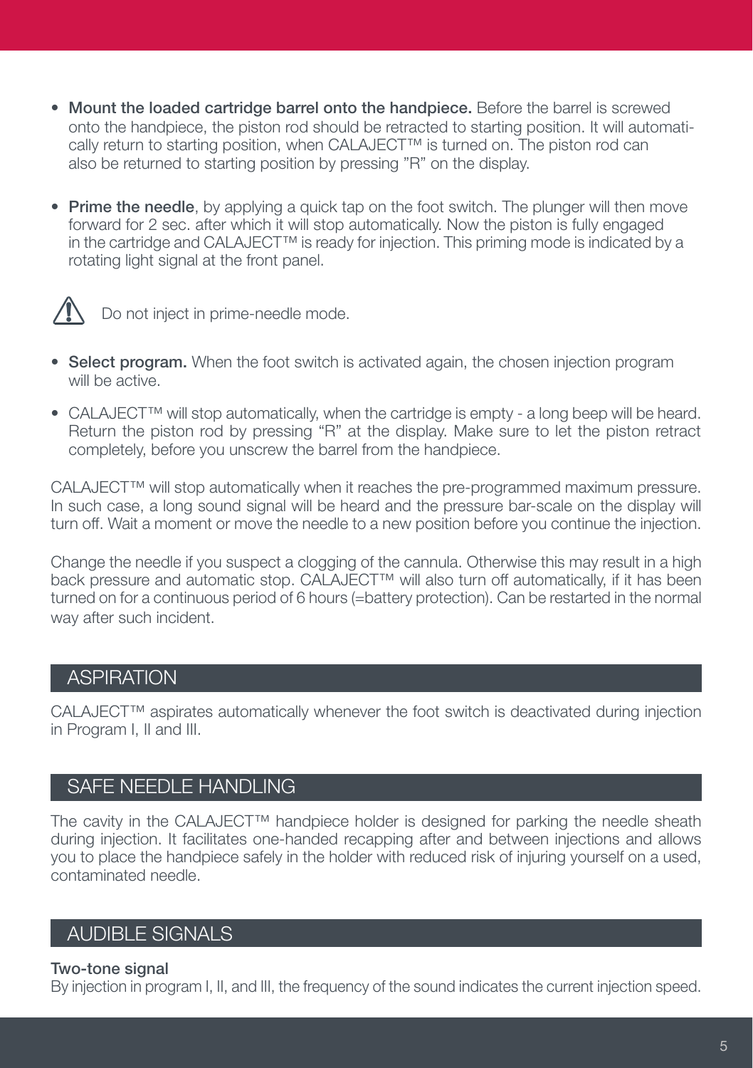- **Mount the loaded cartridge barrel onto the handpiece.** Before the barrel is screwed onto the handpiece, the piston rod should be retracted to starting position. It will automatically return to starting position, when CALAJECT™ is turned on. The piston rod can also be returned to starting position by pressing "R" on the display.

- **Prime the needle**, by applying a quick tap on the foot switch. The plunger will then move forward for 2 sec. after which it will stop automatically. Now the piston is fully engaged in the cartridge and CALAJECT™ is ready for injection. This priming mode is indicated by a rotating light signal at the front panel.

⚠ Do not inject in prime-needle mode.

- **Select program.** When the foot switch is activated again, the chosen injection program will be active.

- CALAJECT™ will stop automatically, when the cartridge is empty - a long beep will be heard. Return the piston rod by pressing "R" at the display. Make sure to let the piston retract completely, before you unscrew the barrel from the handpiece.

CALAJECT™ will stop automatically when it reaches the pre-programmed maximum pressure. In such case, a long sound signal will be heard and the pressure bar-scale on the display will turn off. Wait a moment or move the needle to a new position before you continue the injection.

Change the needle if you suspect a clogging of the cannula. Otherwise this may result in a high back pressure and automatic stop. CALAJECT™ will also turn off automatically, if it has been turned on for a continuous period of 6 hours (=battery protection). Can be restarted in the normal way after such incident.

## ASPIRATION

CALAJECT™ aspirates automatically whenever the foot switch is deactivated during injection in Program I, II and III.

## SAFE NEEDLE HANDLING

The cavity in the CALAJECT™ handpiece holder is designed for parking the needle sheath during injection. It facilitates one-handed recapping after and between injections and allows you to place the handpiece safely in the holder with reduced risk of injuring yourself on a used, contaminated needle.

## AUDIBLE SIGNALS

**Two-tone signal**

By injection in program I, II, and III, the frequency of the sound indicates the current injection speed.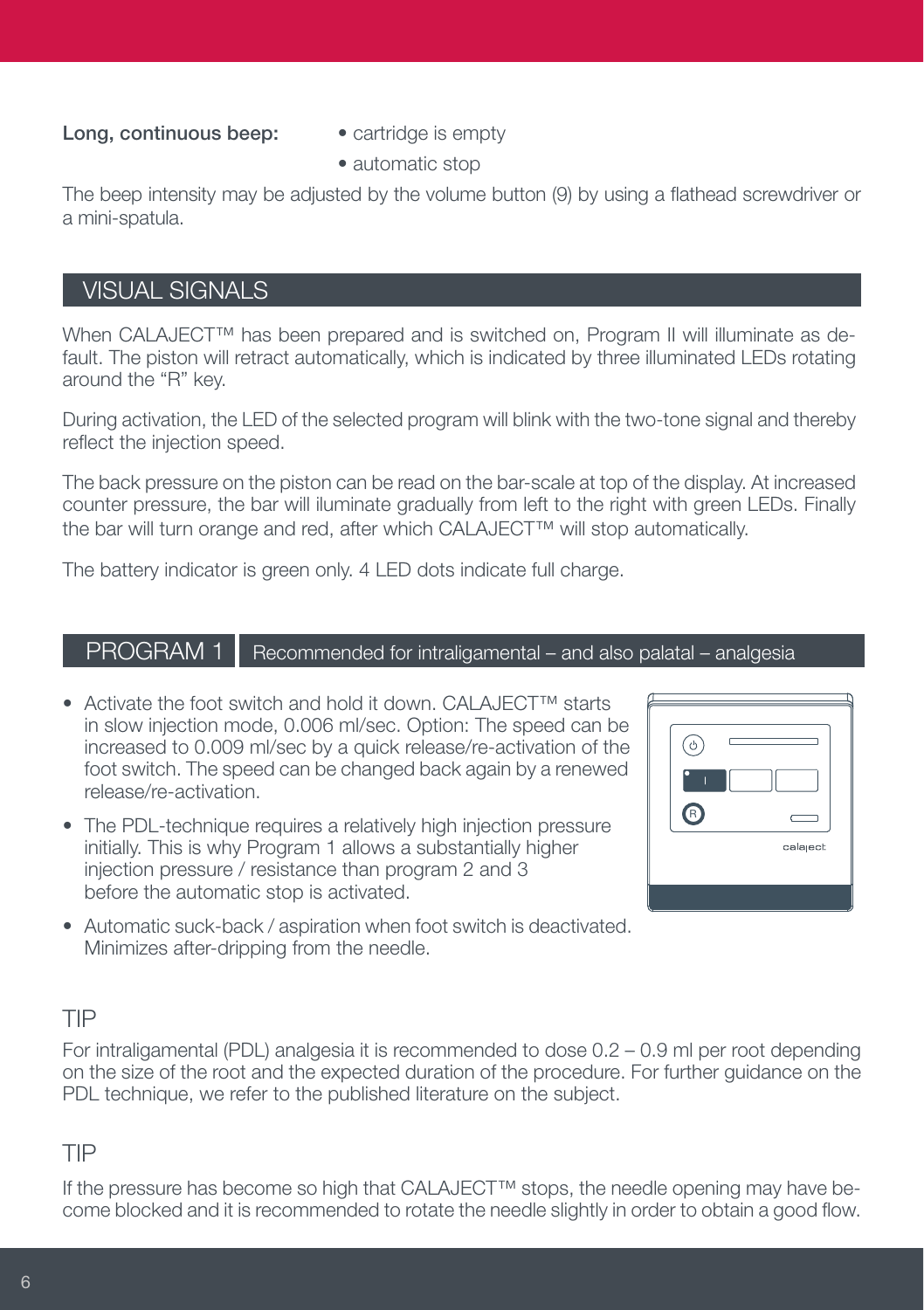**Long, continuous beep:**

- cartridge is empty
- automatic stop

The beep intensity may be adjusted by the volume button (9) by using a flathead screwdriver or a mini-spatula.

## VISUAL SIGNALS

When CALAJECT™ has been prepared and is switched on, Program II will illuminate as default. The piston will retract automatically, which is indicated by three illuminated LEDs rotating around the "R" key.

During activation, the LED of the selected program will blink with the two-tone signal and thereby reflect the injection speed.

The back pressure on the piston can be read on the bar-scale at top of the display. At increased counter pressure, the bar will iluminate gradually from left to the right with green LEDs. Finally the bar will turn orange and red, after which CALAJECT™ will stop automatically.

The battery indicator is green only. 4 LED dots indicate full charge.

## PROGRAM 1 Recommended for intraligamental – and also palatal – analgesia

- Activate the foot switch and hold it down. CALAJECT™ starts in slow injection mode, 0.006 ml/sec. Option: The speed can be increased to 0.009 ml/sec by a quick release/re-activation of the foot switch. The speed can be changed back again by a renewed release/re-activation.
- The PDL-technique requires a relatively high injection pressure initially. This is why Program 1 allows a substantially higher injection pressure / resistance than program 2 and 3 before the automatic stop is activated.
- Automatic suck-back / aspiration when foot switch is deactivated. Minimizes after-dripping from the needle.

### TIP

For intraligamental (PDL) analgesia it is recommended to dose 0.2 – 0.9 ml per root depending on the size of the root and the expected duration of the procedure. For further guidance on the PDL technique, we refer to the published literature on the subject.

### TIP

If the pressure has become so high that CALAJECT™ stops, the needle opening may have become blocked and it is recommended to rotate the needle slightly in order to obtain a good flow.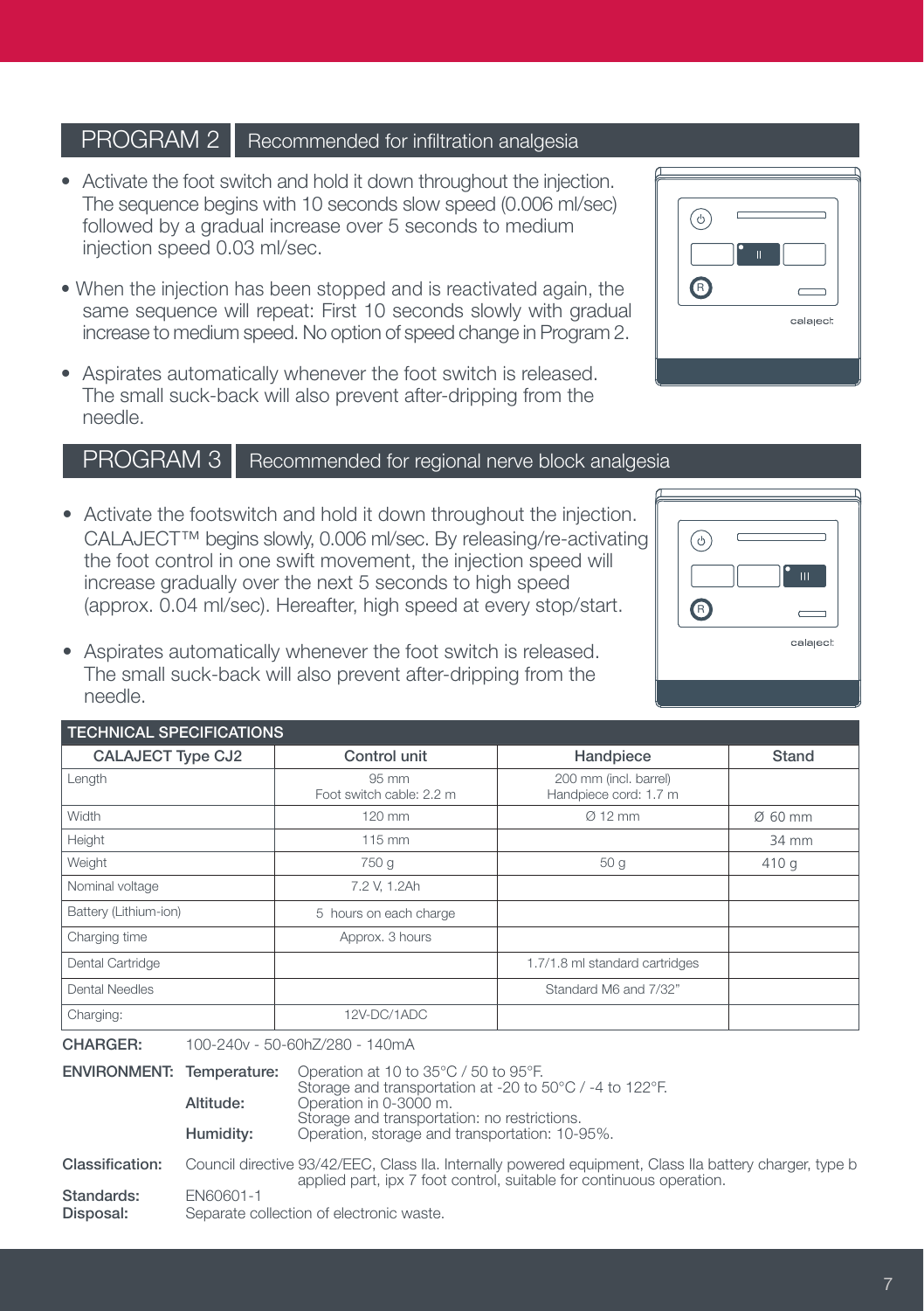## PROGRAM 2 Recommended for infiltration analgesia

- Activate the foot switch and hold it down throughout the injection. The sequence begins with 10 seconds slow speed (0.006 ml/sec) followed by a gradual increase over 5 seconds to medium injection speed 0.03 ml/sec.
- When the injection has been stopped and is reactivated again, the same sequence will repeat: First 10 seconds slowly with gradual increase to medium speed. No option of speed change in Program 2.
- Aspirates automatically whenever the foot switch is released. The small suck-back will also prevent after-dripping from the needle.

## PROGRAM 3 Recommended for regional nerve block analgesia

- Activate the footswitch and hold it down throughout the injection. CALAJECT™ begins slowly, 0.006 ml/sec. By releasing/re-activating the foot control in one swift movement, the injection speed will increase gradually over the next 5 seconds to high speed (approx. 0.04 ml/sec). Hereafter, high speed at every stop/start.
- Aspirates automatically whenever the foot switch is released. The small suck-back will also prevent after-dripping from the needle.

## TECHNICAL SPECIFICATIONS

| CALAJECT Type CJ2 | Control unit | Handpiece | Stand |
|---|---|---|---|
| Length | 95 mm<br>Foot switch cable: 2.2 m | 200 mm (incl. barrel)<br>Handpiece cord: 1.7 m | |
| Width | 120 mm | Ø 12 mm | Ø 60 mm |
| Height | 115 mm | | 34 mm |
| Weight | 750 g | 50 g | 410 g |
| Nominal voltage | 7.2 V, 1.2Ah | | |
| Battery (Lithium-ion) | 5 hours on each charge | | |
| Charging time | Approx. 3 hours | | |
| Dental Cartridge | | 1.7/1.8 ml standard cartridges | |
| Dental Needles | | Standard M6 and 7/32" | |
| Charging: | 12V-DC/1ADC | | |

**CHARGER:** 100-240v - 50-60hZ/280 - 140mA

**ENVIRONMENT:**
**Temperature:** Operation at 10 to 35°C / 50 to 95°F. Storage and transportation at -20 to 50°C / -4 to 122°F.
**Altitude:** Operation in 0-3000 m. Storage and transportation: no restrictions.
**Humidity:** Operation, storage and transportation: 10-95%.

**Classification:** Council directive 93/42/EEC, Class IIa. Internally powered equipment, Class IIa battery charger, type b applied part, ipx 7 foot control, suitable for continuous operation.

**Standards:** EN60601-1

**Disposal:** Separate collection of electronic waste.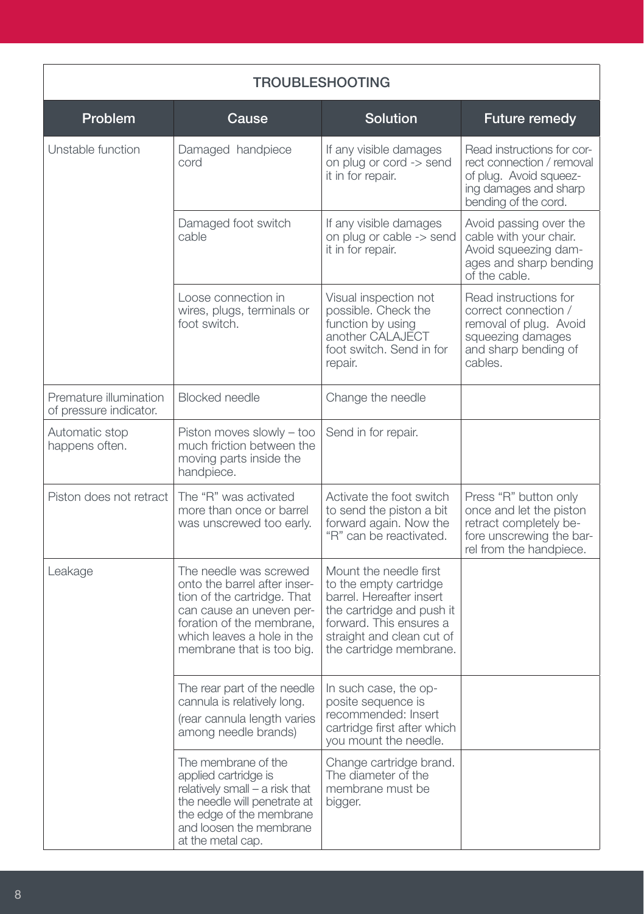## TROUBLESHOOTING

| Problem | Cause | Solution | Future remedy |
|---|---|---|---|
| Unstable function | Damaged handpiece cord | If any visible damages on plug or cord -> send it in for repair. | Read instructions for correct connection / removal of plug. Avoid squeezing damages and sharp bending of the cord. |
| | Damaged foot switch cable | If any visible damages on plug or cable -> send it in for repair. | Avoid passing over the cable with your chair. Avoid squeezing damages and sharp bending of the cable. |
| | Loose connection in wires, plugs, terminals or foot switch. | Visual inspection not possible. Check the function by using another CALAJECT foot switch. Send in for repair. | Read instructions for correct connection / removal of plug. Avoid squeezing damages and sharp bending of cables. |
| Premature illumination of pressure indicator. | Blocked needle | Change the needle | |
| Automatic stop happens often. | Piston moves slowly – too much friction between the moving parts inside the handpiece. | Send in for repair. | |
| Piston does not retract | The "R" was activated more than once or barrel was unscrewed too early. | Activate the foot switch to send the piston a bit forward again. Now the "R" can be reactivated. | Press "R" button only once and let the piston retract completely before unscrewing the barrel from the handpiece. |
| Leakage | The needle was screwed onto the barrel after insertion of the cartridge. That can cause an uneven perforation of the membrane, which leaves a hole in the membrane that is too big. | Mount the needle first to the empty cartridge barrel. Hereafter insert the cartridge and push it forward. This ensures a straight and clean cut of the cartridge membrane. | |
| | The rear part of the needle cannula is relatively long. (rear cannula length varies among needle brands) | In such case, the opposite sequence is recommended: Insert cartridge first after which you mount the needle. | |
| | The membrane of the applied cartridge is relatively small – a risk that the needle will penetrate at the edge of the membrane and loosen the membrane at the metal cap. | Change cartridge brand. The diameter of the membrane must be bigger. | |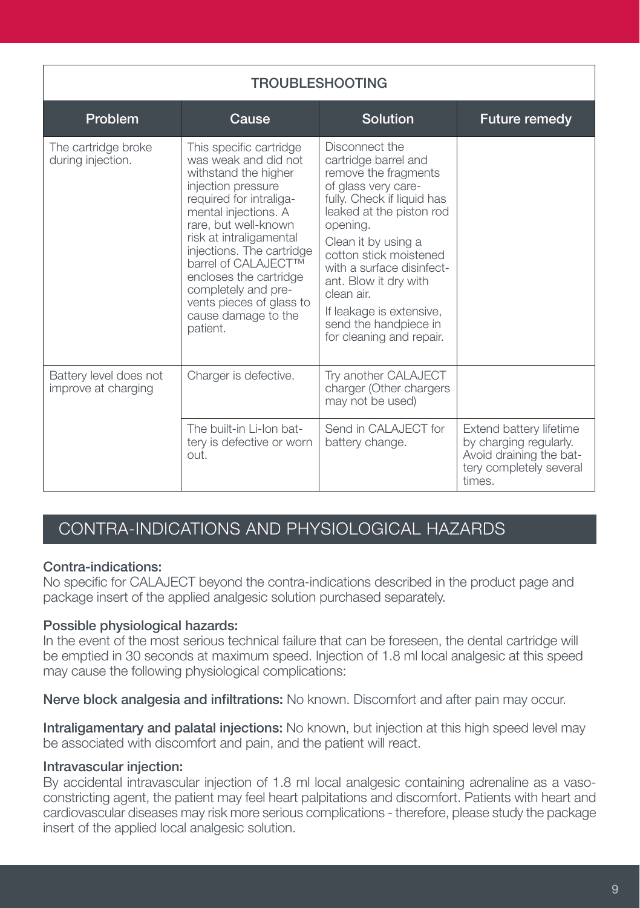| TROUBLESHOOTING | | | |
|---|---|---|---|
| **Problem** | **Cause** | **Solution** | **Future remedy** |
| The cartridge broke during injection. | This specific cartridge was weak and did not withstand the higher injection pressure required for intraligamental injections. A rare, but well-known risk at intraligamental injections. The cartridge barrel of CALAJECT™ encloses the cartridge completely and prevents pieces of glass to cause damage to the patient. | Disconnect the cartridge barrel and remove the fragments of glass very carefully. Check if liquid has leaked at the piston rod opening.<br>Clean it by using a cotton stick moistened with a surface disinfectant. Blow it dry with clean air.<br>If leakage is extensive, send the handpiece in for cleaning and repair. | |
| Battery level does not improve at charging | Charger is defective. | Try another CALAJECT charger (Other chargers may not be used) | |
| | The built-in Li-Ion battery is defective or worn out. | Send in CALAJECT for battery change. | Extend battery lifetime by charging regularly. Avoid draining the battery completely several times. |

## CONTRA-INDICATIONS AND PHYSIOLOGICAL HAZARDS

**Contra-indications:**
No specific for CALAJECT beyond the contra-indications described in the product page and package insert of the applied analgesic solution purchased separately.

**Possible physiological hazards:**
In the event of the most serious technical failure that can be foreseen, the dental cartridge will be emptied in 30 seconds at maximum speed. Injection of 1.8 ml local analgesic at this speed may cause the following physiological complications:

**Nerve block analgesia and infiltrations:** No known. Discomfort and after pain may occur.

**Intraligamentary and palatal injections:** No known, but injection at this high speed level may be associated with discomfort and pain, and the patient will react.

**Intravascular injection:**
By accidental intravascular injection of 1.8 ml local analgesic containing adrenaline as a vasoconstricting agent, the patient may feel heart palpitations and discomfort. Patients with heart and cardiovascular diseases may risk more serious complications - therefore, please study the package insert of the applied local analgesic solution.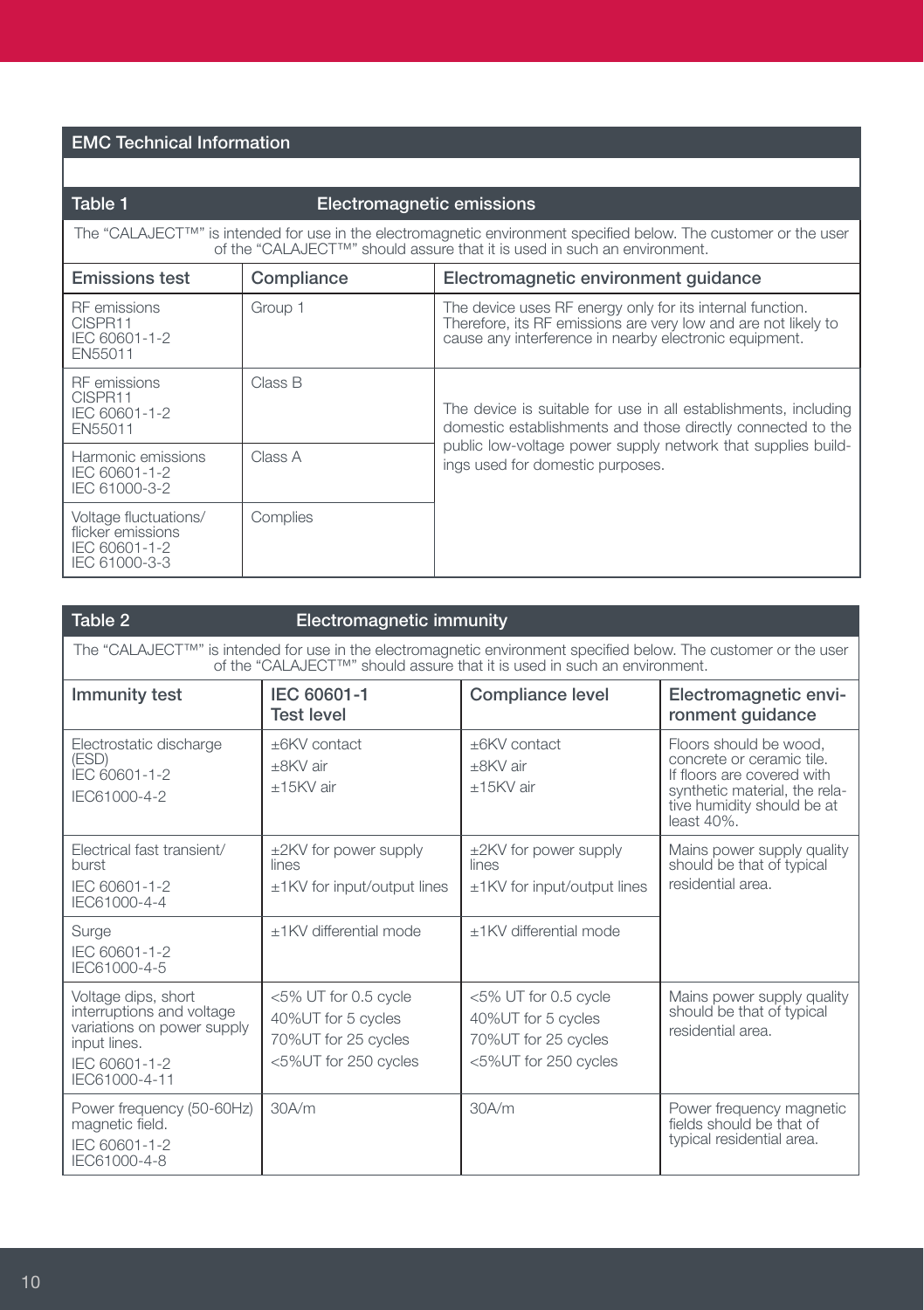## EMC Technical Information

| Table 1 | Electromagnetic emissions | |
|---|---|---|
| The "CALAJECT™" is intended for use in the electromagnetic environment specified below. The customer or the user of the "CALAJECT™" should assure that it is used in such an environment. | | |
| **Emissions test** | **Compliance** | **Electromagnetic environment guidance** |
| RF emissions CISPR11 IEC 60601-1-2 EN55011 | Group 1 | The device uses RF energy only for its internal function. Therefore, its RF emissions are very low and are not likely to cause any interference in nearby electronic equipment. |
| RF emissions CISPR11 IEC 60601-1-2 EN55011 | Class B | The device is suitable for use in all establishments, including domestic establishments and those directly connected to the public low-voltage power supply network that supplies buildings used for domestic purposes. |
| Harmonic emissions IEC 60601-1-2 IEC 61000-3-2 | Class A | |
| Voltage fluctuations/ flicker emissions IEC 60601-1-2 IEC 61000-3-3 | Complies | |

| Table 2 | Electromagnetic immunity | | |
|---|---|---|---|
| The "CALAJECT™" is intended for use in the electromagnetic environment specified below. The customer or the user of the "CALAJECT™" should assure that it is used in such an environment. | | | |
| **Immunity test** | **IEC 60601-1 Test level** | **Compliance level** | **Electromagnetic environment guidance** |
| Electrostatic discharge (ESD) IEC 60601-1-2 IEC61000-4-2 | ±6KV contact ±8KV air ±15KV air | ±6KV contact ±8KV air ±15KV air | Floors should be wood, concrete or ceramic tile. If floors are covered with synthetic material, the relative humidity should be at least 40%. |
| Electrical fast transient/ burst IEC 60601-1-2 IEC61000-4-4 | ±2KV for power supply lines ±1KV for input/output lines | ±2KV for power supply lines ±1KV for input/output lines | Mains power supply quality should be that of typical residential area. |
| Surge IEC 60601-1-2 IEC61000-4-5 | ±1KV differential mode | ±1KV differential mode | |
| Voltage dips, short interruptions and voltage variations on power supply input lines. IEC 60601-1-2 IEC61000-4-11 | <5% UT for 0.5 cycle 40%UT for 5 cycles 70%UT for 25 cycles <5%UT for 250 cycles | <5% UT for 0.5 cycle 40%UT for 5 cycles 70%UT for 25 cycles <5%UT for 250 cycles | Mains power supply quality should be that of typical residential area. |
| Power frequency (50-60Hz) magnetic field. IEC 60601-1-2 IEC61000-4-8 | 30A/m | 30A/m | Power frequency magnetic fields should be that of typical residential area. |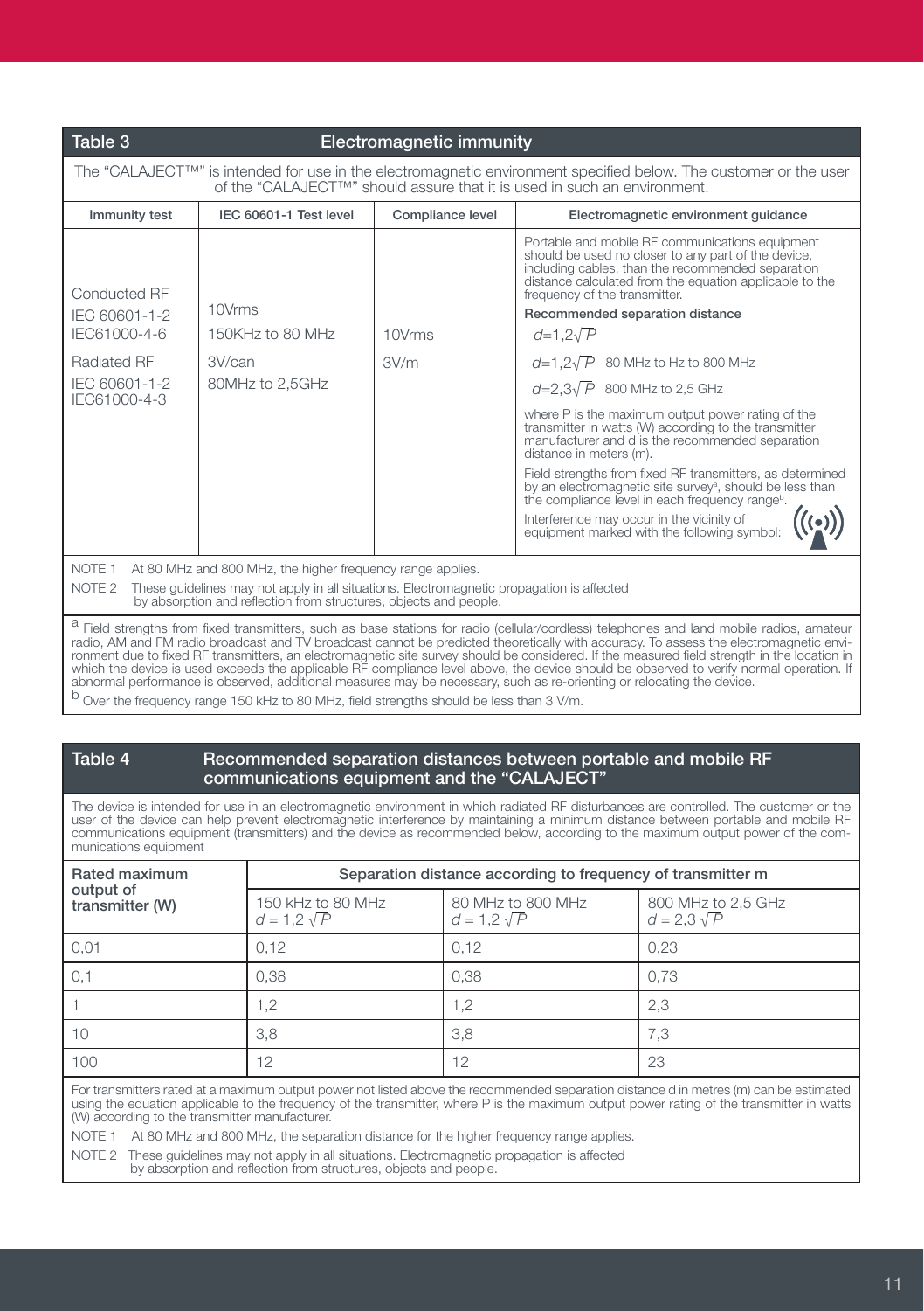## Table 3 Electromagnetic immunity

The "CALAJECT™" is intended for use in the electromagnetic environment specified below. The customer or the user of the "CALAJECT™" should assure that it is used in such an environment.

| Immunity test | IEC 60601-1 Test level | Compliance level | Electromagnetic environment guidance |
|---|---|---|---|
| Conducted RF<br>IEC 60601-1-2<br>IEC61000-4-6<br><br>Radiated RF<br>IEC 60601-1-2<br>IEC61000-4-3 | 10Vrms<br>150KHz to 80 MHz<br><br>3V/can<br>80MHz to 2,5GHz | 10Vrms<br><br>3V/m | Portable and mobile RF communications equipment should be used no closer to any part of the device, including cables, than the recommended separation distance calculated from the equation applicable to the frequency of the transmitter.<br>**Recommended separation distance**<br>$d=1,2\sqrt{P}$<br>$d=1,2\sqrt{P}$ 80 MHz to Hz to 800 MHz<br>$d=2,3\sqrt{P}$ 800 MHz to 2,5 GHz<br>where P is the maximum output power rating of the transmitter in watts (W) according to the transmitter manufacturer and d is the recommended separation distance in meters (m).<br>Field strengths from fixed RF transmitters, as determined by an electromagnetic site survey[a], should be less than the compliance level in each frequency range[b].<br>Interference may occur in the vicinity of equipment marked with the following symbol: |

NOTE 1 At 80 MHz and 800 MHz, the higher frequency range applies.

NOTE 2 These guidelines may not apply in all situations. Electromagnetic propagation is affected by absorption and reflection from structures, objects and people.

[a] Field strengths from fixed transmitters, such as base stations for radio (cellular/cordless) telephones and land mobile radios, amateur radio, AM and FM radio broadcast and TV broadcast cannot be predicted theoretically with accuracy. To assess the electromagnetic environment due to fixed RF transmitters, an electromagnetic site survey should be considered. If the measured field strength in the location in which the device is used exceeds the applicable RF compliance level above, the device should be observed to verify normal operation. If abnormal performance is observed, additional measures may be necessary, such as re-orienting or relocating the device.

[b] Over the frequency range 150 kHz to 80 MHz, field strengths should be less than 3 V/m.

## Table 4 Recommended separation distances between portable and mobile RF communications equipment and the "CALAJECT"

The device is intended for use in an electromagnetic environment in which radiated RF disturbances are controlled. The customer or the user of the device can help prevent electromagnetic interference by maintaining a minimum distance between portable and mobile RF communications equipment (transmitters) and the device as recommended below, according to the maximum output power of the communications equipment

| Rated maximum output of transmitter (W) | Separation distance according to frequency of transmitter m | | |
|---|---|---|---|
| | 150 kHz to 80 MHz<br>$d = 1,2\sqrt{P}$ | 80 MHz to 800 MHz<br>$d = 1,2\sqrt{P}$ | 800 MHz to 2,5 GHz<br>$d = 2,3\sqrt{P}$ |
| 0,01 | 0,12 | 0,12 | 0,23 |
| 0,1 | 0,38 | 0,38 | 0,73 |
| 1 | 1,2 | 1,2 | 2,3 |
| 10 | 3,8 | 3,8 | 7,3 |
| 100 | 12 | 12 | 23 |

For transmitters rated at a maximum output power not listed above the recommended separation distance d in metres (m) can be estimated using the equation applicable to the frequency of the transmitter, where P is the maximum output power rating of the transmitter in watts (W) according to the transmitter manufacturer.

NOTE 1 At 80 MHz and 800 MHz, the separation distance for the higher frequency range applies.

NOTE 2 These guidelines may not apply in all situations. Electromagnetic propagation is affected by absorption and reflection from structures, objects and people.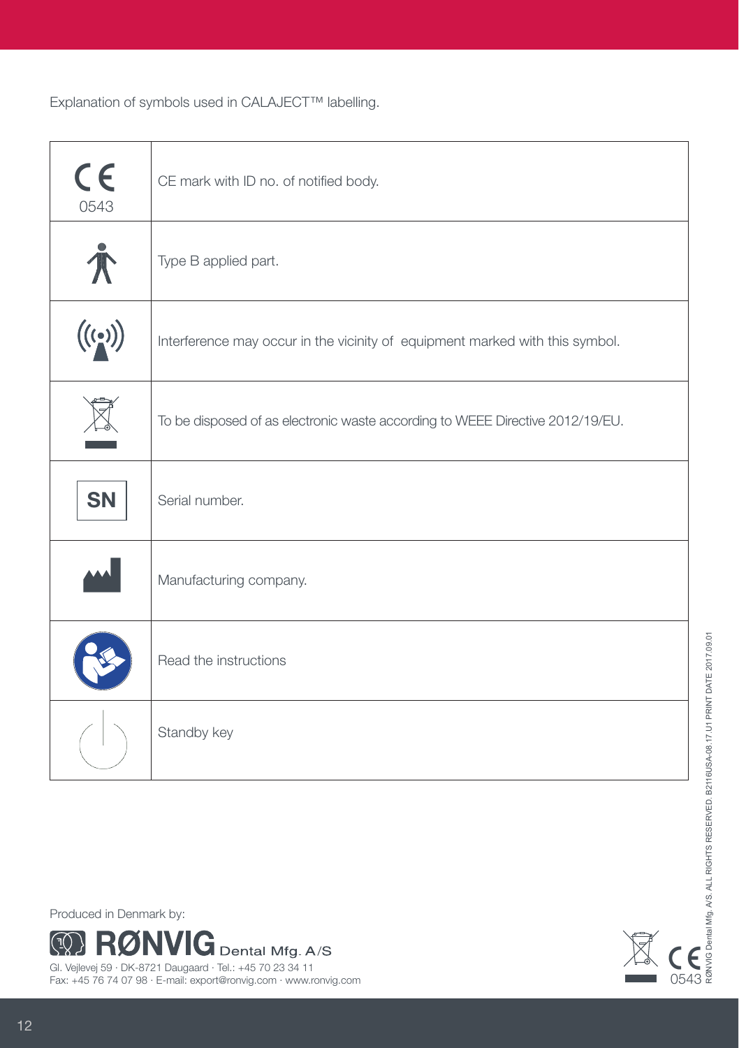Explanation of symbols used in CALAJECT™ labelling.

| | |
|---|---|
| CE 0543 | CE mark with ID no. of notified body. |
| | Type B applied part. |
| | Interference may occur in the vicinity of equipment marked with this symbol. |
| | To be disposed of as electronic waste according to WEEE Directive 2012/19/EU. |
| SN | Serial number. |
| | Manufacturing company. |
| | Read the instructions |
| | Standby key |

Produced in Denmark by:

**RØNVIG** Dental Mfg. A/S

Gl. Vejlevej 59 · DK-8721 Daugaard · Tel.: +45 70 23 34 11
Fax: +45 76 74 07 98 · E-mail: export@ronvig.com · www.ronvig.com

CE 0543

RØNVIG Dental Mfg. A/S. ALL RIGHTS RESERVED. B2116USA-08.17.U1 PRINT DATE 2017.09.01